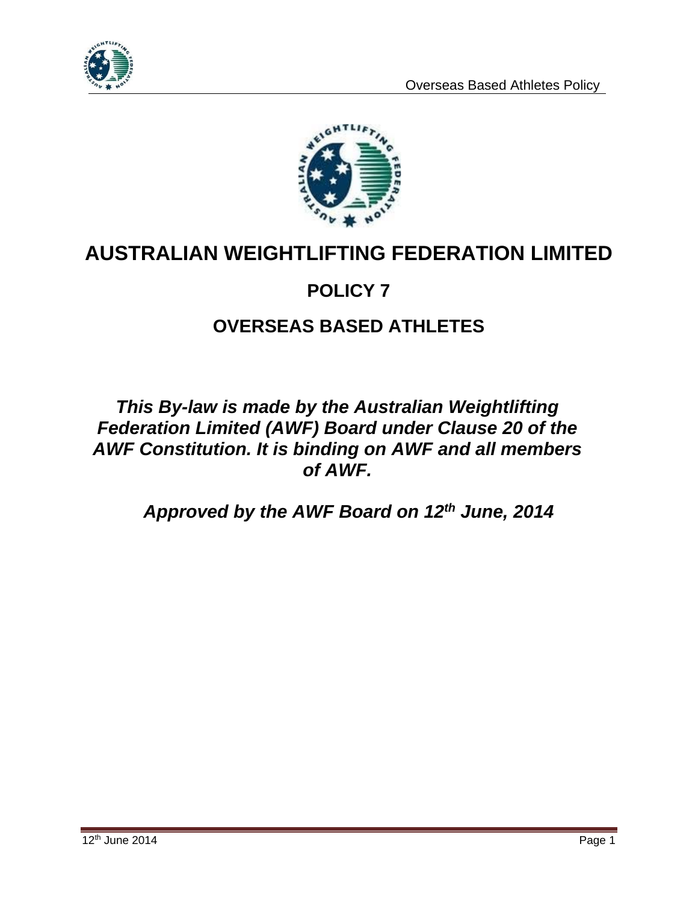# AUSTRALIAN WEIGHTLIFTING FEDERATION LIMITED

## POLICY 7

## OVERSEAS BASED ATHLETES

***This By-law is made by the Australian Weightlifting Federation Limited (AWF) Board under Clause 20 of the AWF Constitution. It is binding on AWF and all members of AWF.***

***Approved by the AWF Board on 12th June, 2014***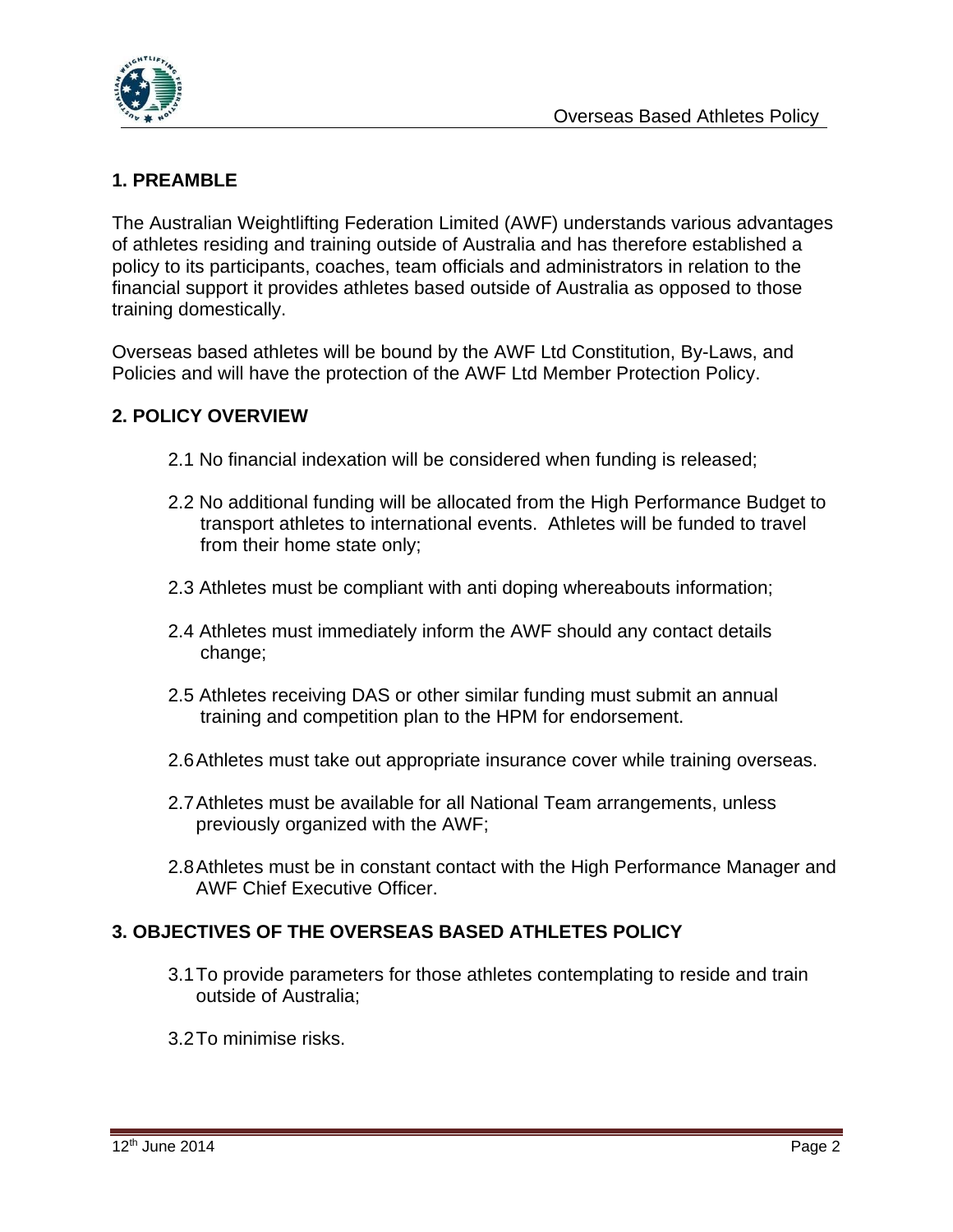## 1. PREAMBLE

The Australian Weightlifting Federation Limited (AWF) understands various advantages of athletes residing and training outside of Australia and has therefore established a policy to its participants, coaches, team officials and administrators in relation to the financial support it provides athletes based outside of Australia as opposed to those training domestically.

Overseas based athletes will be bound by the AWF Ltd Constitution, By-Laws, and Policies and will have the protection of the AWF Ltd Member Protection Policy.

## 2. POLICY OVERVIEW

2.1 No financial indexation will be considered when funding is released;

2.2 No additional funding will be allocated from the High Performance Budget to transport athletes to international events. Athletes will be funded to travel from their home state only;

2.3 Athletes must be compliant with anti doping whereabouts information;

2.4 Athletes must immediately inform the AWF should any contact details change;

2.5 Athletes receiving DAS or other similar funding must submit an annual training and competition plan to the HPM for endorsement.

2.6 Athletes must take out appropriate insurance cover while training overseas.

2.7 Athletes must be available for all National Team arrangements, unless previously organized with the AWF;

2.8 Athletes must be in constant contact with the High Performance Manager and AWF Chief Executive Officer.

## 3. OBJECTIVES OF THE OVERSEAS BASED ATHLETES POLICY

3.1 To provide parameters for those athletes contemplating to reside and train outside of Australia;

3.2 To minimise risks.